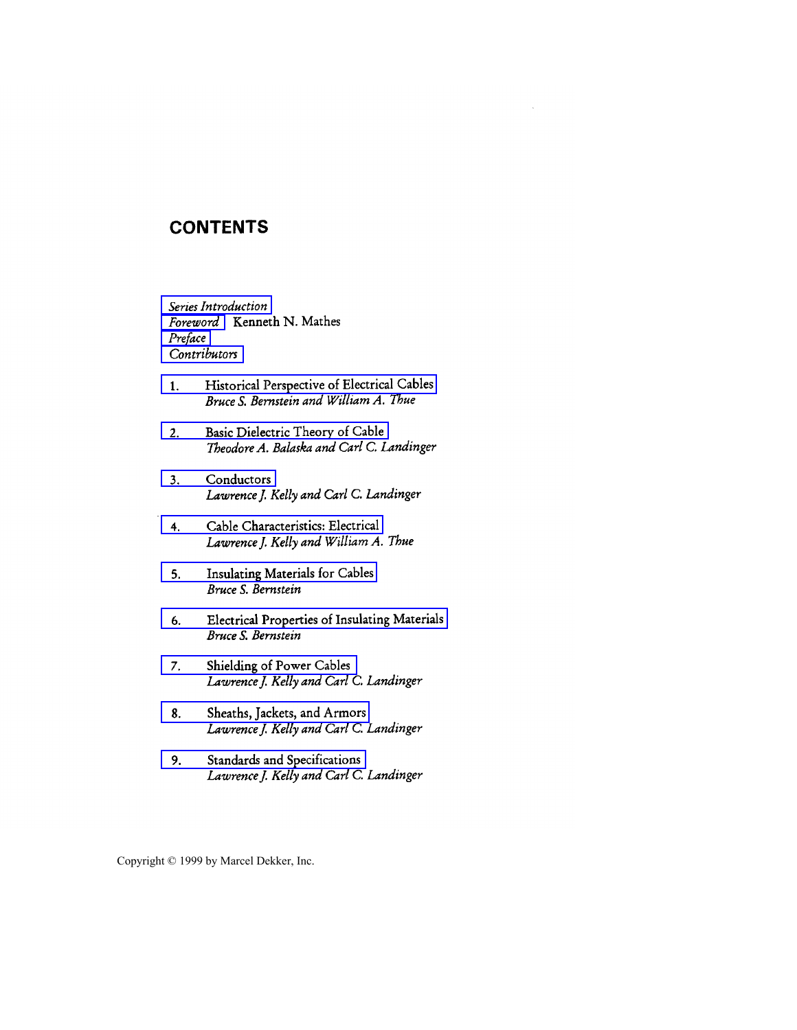# CONTENTS

*Series Introduction*
*Foreword* Kenneth N. Mathes
*Preface*
*Contributors*

1. Historical Perspective of Electrical Cables
   *Bruce S. Bernstein and William A. Thue*

2. Basic Dielectric Theory of Cable
   *Theodore A. Balaska and Carl C. Landinger*

3. Conductors
   *Lawrence J. Kelly and Carl C. Landinger*

4. Cable Characteristics: Electrical
   *Lawrence J. Kelly and William A. Thue*

5. Insulating Materials for Cables
   *Bruce S. Bernstein*

6. Electrical Properties of Insulating Materials
   *Bruce S. Bernstein*

7. Shielding of Power Cables
   *Lawrence J. Kelly and Carl C. Landinger*

8. Sheaths, Jackets, and Armors
   *Lawrence J. Kelly and Carl C. Landinger*

9. Standards and Specifications
   *Lawrence J. Kelly and Carl C. Landinger*

Copyright © 1999 by Marcel Dekker, Inc.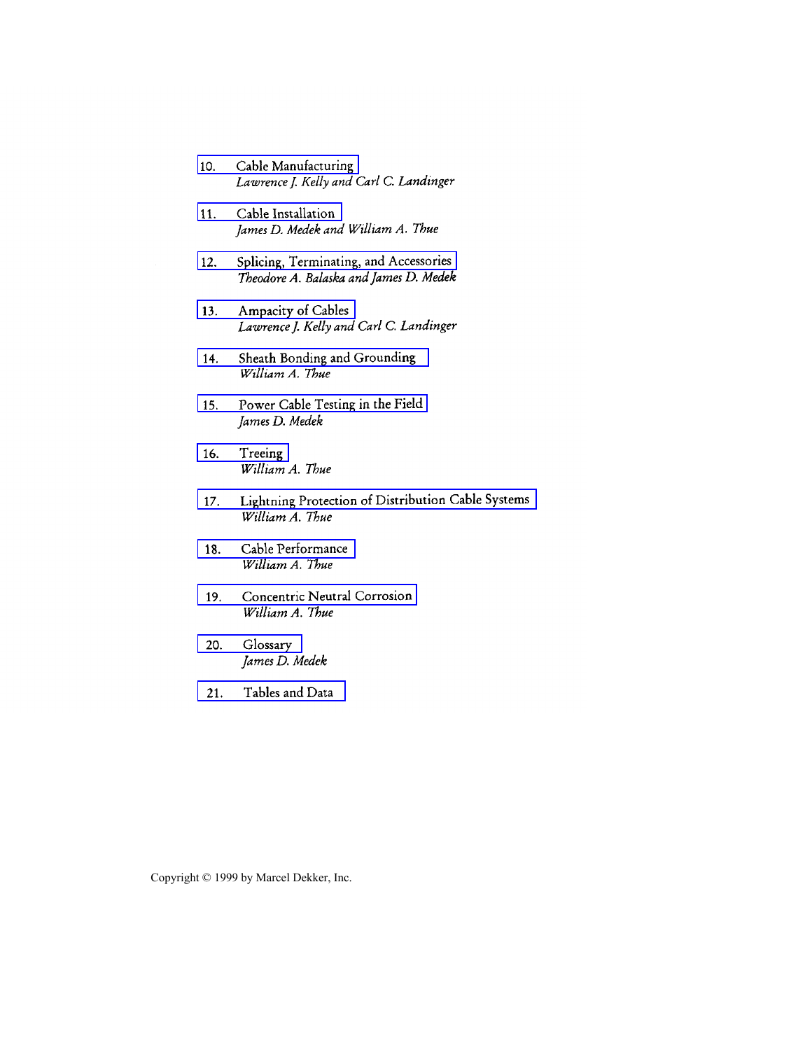10. Cable Manufacturing
    *Lawrence J. Kelly and Carl C. Landinger*

11. Cable Installation
    *James D. Medek and William A. Thue*

12. Splicing, Terminating, and Accessories
    *Theodore A. Balaska and James D. Medek*

13. Ampacity of Cables
    *Lawrence J. Kelly and Carl C. Landinger*

14. Sheath Bonding and Grounding
    *William A. Thue*

15. Power Cable Testing in the Field
    *James D. Medek*

16. Treeing
    *William A. Thue*

17. Lightning Protection of Distribution Cable Systems
    *William A. Thue*

18. Cable Performance
    *William A. Thue*

19. Concentric Neutral Corrosion
    *William A. Thue*

20. Glossary
    *James D. Medek*

21. Tables and Data

Copyright © 1999 by Marcel Dekker, Inc.